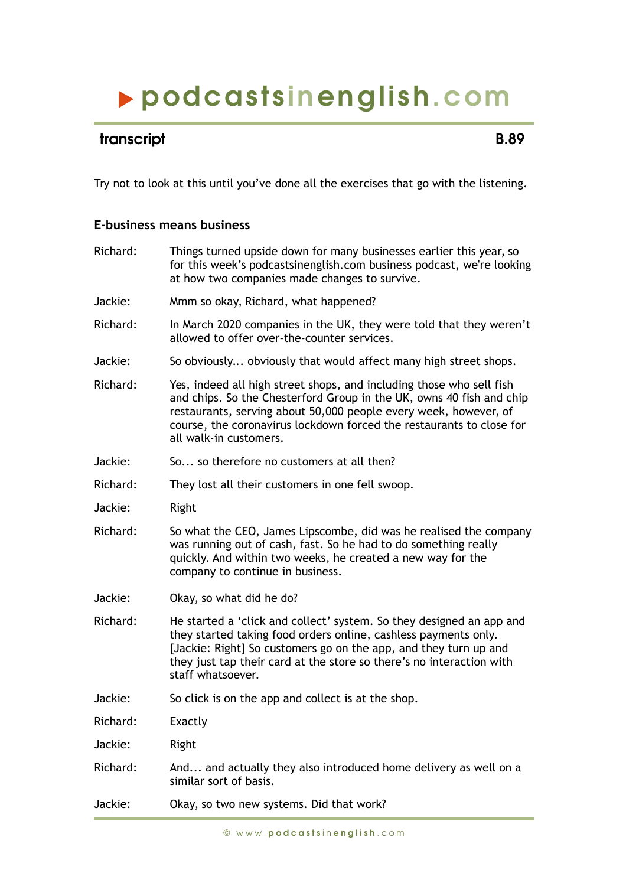# ▶ podcastsinenglish.com

## transcript B.89

Try not to look at this until you've done all the exercises that go with the listening.

### E-business means business

Richard: Things turned upside down for many businesses earlier this year, so for this week's podcastsinenglish.com business podcast, we're looking at how two companies made changes to survive.

Jackie: Mmm so okay, Richard, what happened?

Richard: In March 2020 companies in the UK, they were told that they weren't allowed to offer over-the-counter services.

Jackie: So obviously... obviously that would affect many high street shops.

Richard: Yes, indeed all high street shops, and including those who sell fish and chips. So the Chesterford Group in the UK, owns 40 fish and chip restaurants, serving about 50,000 people every week, however, of course, the coronavirus lockdown forced the restaurants to close for all walk-in customers.

Jackie: So... so therefore no customers at all then?

Richard: They lost all their customers in one fell swoop.

Jackie: Right

Richard: So what the CEO, James Lipscombe, did was he realised the company was running out of cash, fast. So he had to do something really quickly. And within two weeks, he created a new way for the company to continue in business.

Jackie: Okay, so what did he do?

Richard: He started a 'click and collect' system. So they designed an app and they started taking food orders online, cashless payments only. [Jackie: Right] So customers go on the app, and they turn up and they just tap their card at the store so there's no interaction with staff whatsoever.

Jackie: So click is on the app and collect is at the shop.

Richard: Exactly

Jackie: Right

Richard: And... and actually they also introduced home delivery as well on a similar sort of basis.

Jackie: Okay, so two new systems. Did that work?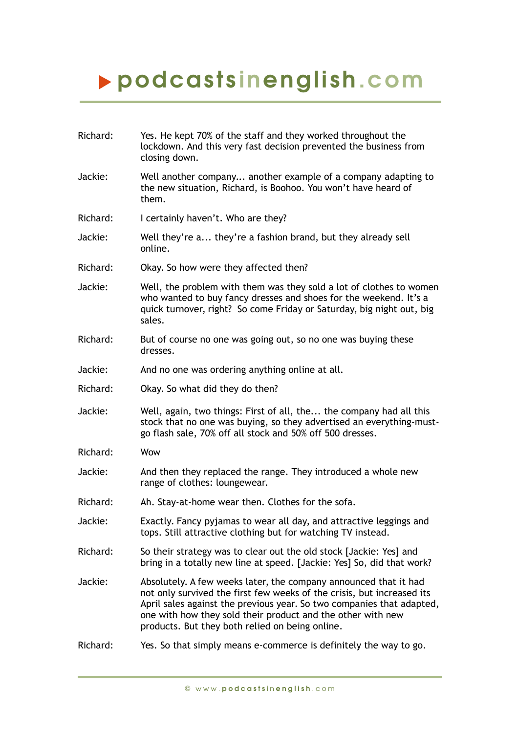Richard: Yes. He kept 70% of the staff and they worked throughout the lockdown. And this very fast decision prevented the business from closing down.

Jackie: Well another company... another example of a company adapting to the new situation, Richard, is Boohoo. You won't have heard of them.

Richard: I certainly haven't. Who are they?

Jackie: Well they're a... they're a fashion brand, but they already sell online.

Richard: Okay. So how were they affected then?

Jackie: Well, the problem with them was they sold a lot of clothes to women who wanted to buy fancy dresses and shoes for the weekend. It's a quick turnover, right? So come Friday or Saturday, big night out, big sales.

Richard: But of course no one was going out, so no one was buying these dresses.

Jackie: And no one was ordering anything online at all.

Richard: Okay. So what did they do then?

Jackie: Well, again, two things: First of all, the... the company had all this stock that no one was buying, so they advertised an everything-must-go flash sale, 70% off all stock and 50% off 500 dresses.

Richard: Wow

Jackie: And then they replaced the range. They introduced a whole new range of clothes: loungewear.

Richard: Ah. Stay-at-home wear then. Clothes for the sofa.

Jackie: Exactly. Fancy pyjamas to wear all day, and attractive leggings and tops. Still attractive clothing but for watching TV instead.

Richard: So their strategy was to clear out the old stock [Jackie: Yes] and bring in a totally new line at speed. [Jackie: Yes] So, did that work?

Jackie: Absolutely. A few weeks later, the company announced that it had not only survived the first few weeks of the crisis, but increased its April sales against the previous year. So two companies that adapted, one with how they sold their product and the other with new products. But they both relied on being online.

Richard: Yes. So that simply means e-commerce is definitely the way to go.